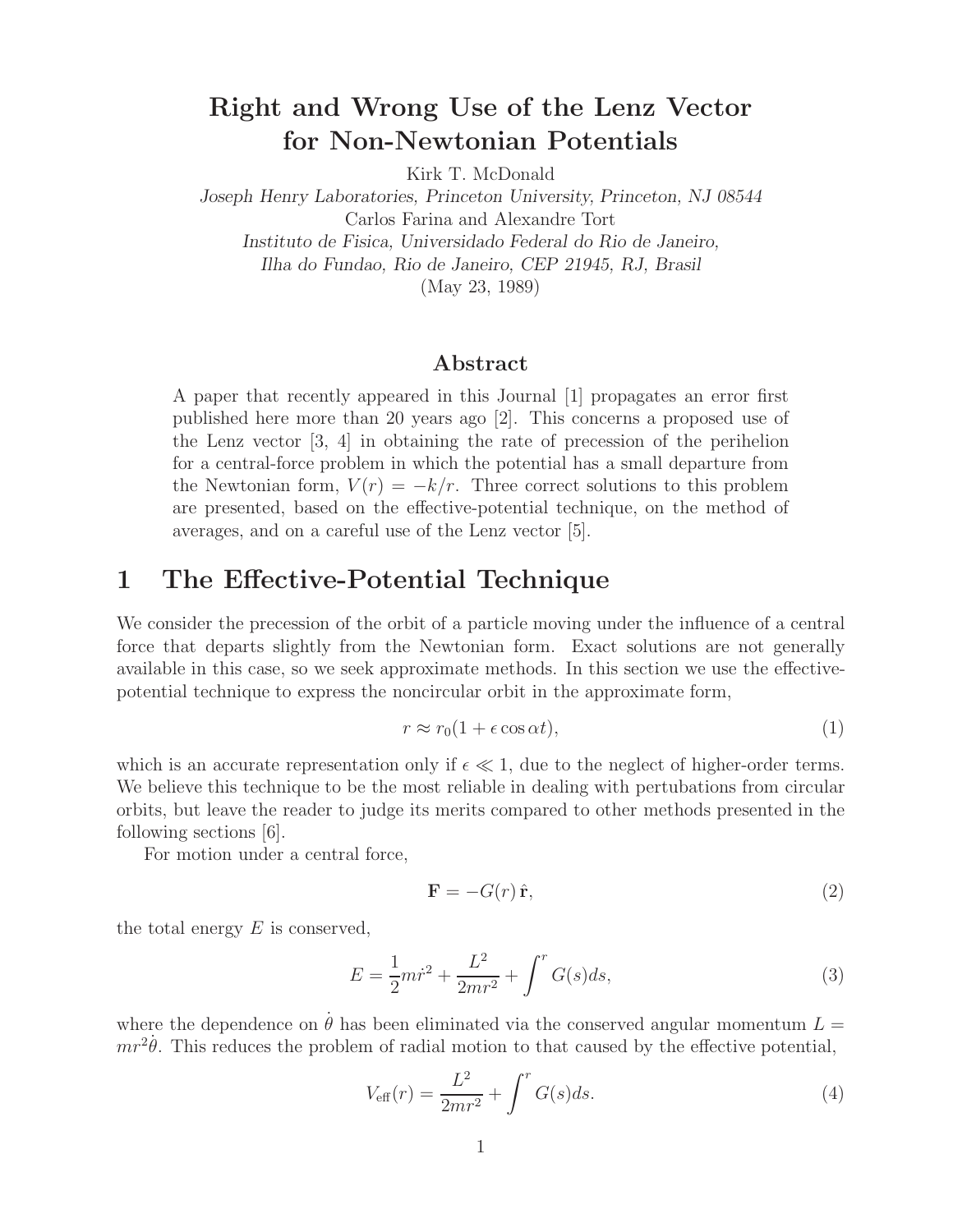# Right and Wrong Use of the Lenz Vector for Non-Newtonian Potentials

Kirk T. McDonald

*Joseph Henry Laboratories, Princeton University, Princeton, NJ 08544*

Carlos Farina and Alexandre Tort

*Instituto de Fisica, Universidado Federal do Rio de Janeiro,*
*Ilha do Fundao, Rio de Janeiro, CEP 21945, RJ, Brasil*

(May 23, 1989)

## Abstract

A paper that recently appeared in this Journal [1] propagates an error first published here more than 20 years ago [2]. This concerns a proposed use of the Lenz vector [3, 4] in obtaining the rate of precession of the perihelion for a central-force problem in which the potential has a small departure from the Newtonian form, $V(r) = -k/r$. Three correct solutions to this problem are presented, based on the effective-potential technique, on the method of averages, and on a careful use of the Lenz vector [5].

## 1 The Effective-Potential Technique

We consider the precession of the orbit of a particle moving under the influence of a central force that departs slightly from the Newtonian form. Exact solutions are not generally available in this case, so we seek approximate methods. In this section we use the effective-potential technique to express the noncircular orbit in the approximate form,

$$r \approx r_0(1 + \epsilon \cos \alpha t), \tag{1}$$

which is an accurate representation only if $\epsilon \ll 1$, due to the neglect of higher-order terms. We believe this technique to be the most reliable in dealing with pertubations from circular orbits, but leave the reader to judge its merits compared to other methods presented in the following sections [6].

For motion under a central force,

$$\mathbf{F} = -G(r)\,\hat{\mathbf{r}}, \tag{2}$$

the total energy $E$ is conserved,

$$E = \frac{1}{2}m\dot{r}^2 + \frac{L^2}{2mr^2} + \int^r G(s)ds, \tag{3}$$

where the dependence on $\dot{\theta}$ has been eliminated via the conserved angular momentum $L = mr^2\dot{\theta}$. This reduces the problem of radial motion to that caused by the effective potential,

$$V_{\text{eff}}(r) = \frac{L^2}{2mr^2} + \int^r G(s)ds. \tag{4}$$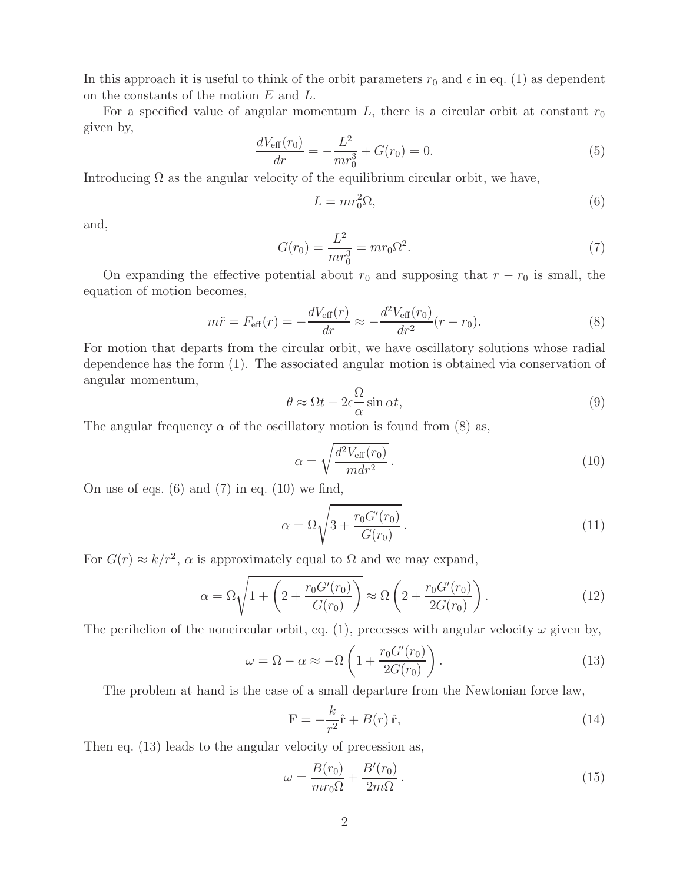In this approach it is useful to think of the orbit parameters $r_0$ and $\epsilon$ in eq. (1) as dependent on the constants of the motion $E$ and $L$.

For a specified value of angular momentum $L$, there is a circular orbit at constant $r_0$ given by,

$$\frac{dV_{\text{eff}}(r_0)}{dr} = -\frac{L^2}{mr_0^3} + G(r_0) = 0. \tag{5}$$

Introducing $\Omega$ as the angular velocity of the equilibrium circular orbit, we have,

$$L = mr_0^2\Omega, \tag{6}$$

and,

$$G(r_0) = \frac{L^2}{mr_0^3} = mr_0\Omega^2. \tag{7}$$

On expanding the effective potential about $r_0$ and supposing that $r - r_0$ is small, the equation of motion becomes,

$$m\ddot{r} = F_{\text{eff}}(r) = -\frac{dV_{\text{eff}}(r)}{dr} \approx -\frac{d^2V_{\text{eff}}(r_0)}{dr^2}(r - r_0). \tag{8}$$

For motion that departs from the circular orbit, we have oscillatory solutions whose radial dependence has the form (1). The associated angular motion is obtained via conservation of angular momentum,

$$\theta \approx \Omega t - 2\epsilon\frac{\Omega}{\alpha}\sin\alpha t, \tag{9}$$

The angular frequency $\alpha$ of the oscillatory motion is found from (8) as,

$$\alpha = \sqrt{\frac{d^2V_{\text{eff}}(r_0)}{mdr^2}}\,. \tag{10}$$

On use of eqs. (6) and (7) in eq. (10) we find,

$$\alpha = \Omega\sqrt{3 + \frac{r_0G'(r_0)}{G(r_0)}}\,. \tag{11}$$

For $G(r) \approx k/r^2$, $\alpha$ is approximately equal to $\Omega$ and we may expand,

$$\alpha = \Omega\sqrt{1 + \left(2 + \frac{r_0G'(r_0)}{G(r_0)}\right)} \approx \Omega\left(2 + \frac{r_0G'(r_0)}{2G(r_0)}\right). \tag{12}$$

The perihelion of the noncircular orbit, eq. (1), precesses with angular velocity $\omega$ given by,

$$\omega = \Omega - \alpha \approx -\Omega\left(1 + \frac{r_0G'(r_0)}{2G(r_0)}\right). \tag{13}$$

The problem at hand is the case of a small departure from the Newtonian force law,

$$\mathbf{F} = -\frac{k}{r^2}\hat{\mathbf{r}} + B(r)\,\hat{\mathbf{r}}, \tag{14}$$

Then eq. (13) leads to the angular velocity of precession as,

$$\omega = \frac{B(r_0)}{mr_0\Omega} + \frac{B'(r_0)}{2m\Omega}\,. \tag{15}$$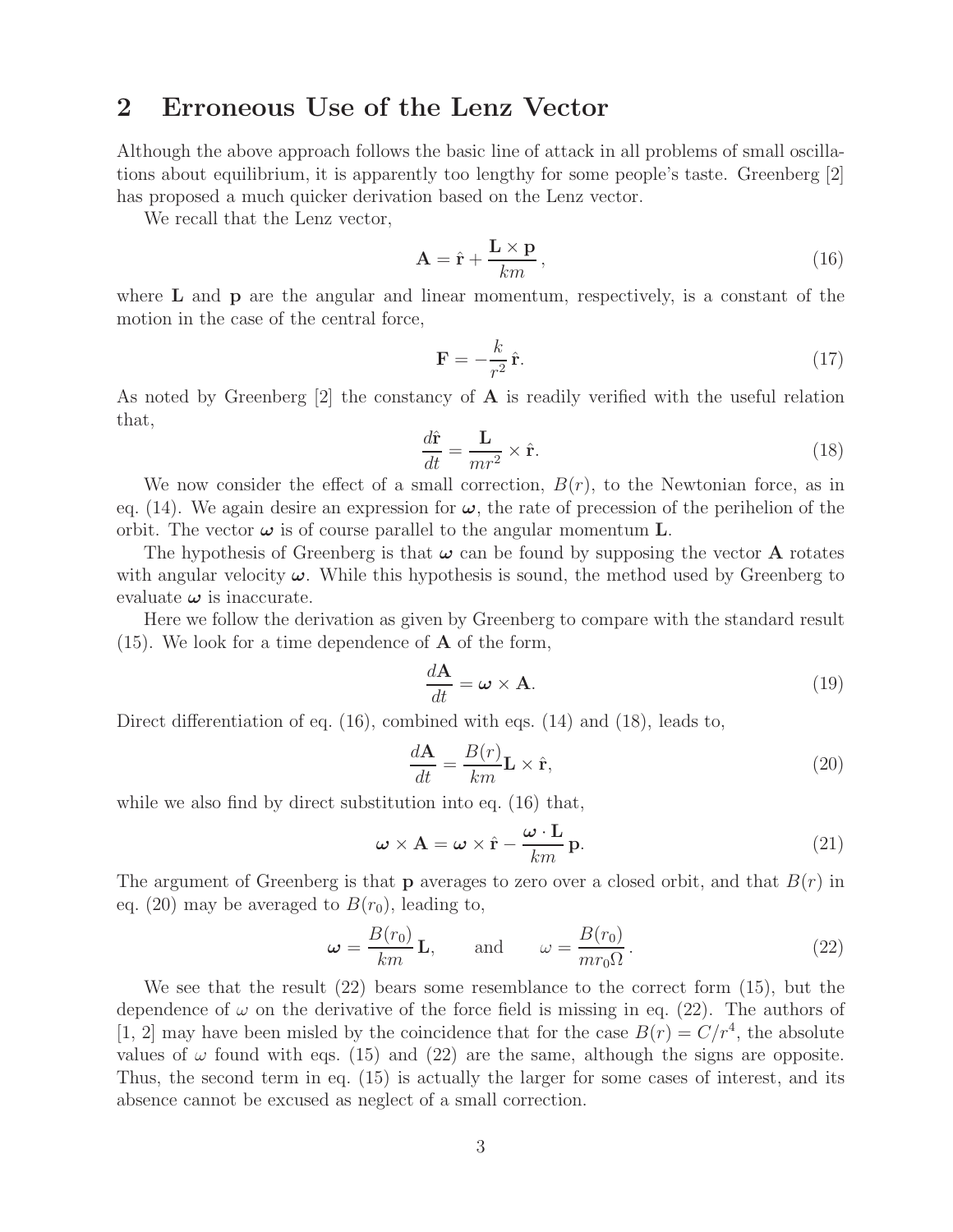## 2 Erroneous Use of the Lenz Vector

Although the above approach follows the basic line of attack in all problems of small oscillations about equilibrium, it is apparently too lengthy for some people's taste. Greenberg [2] has proposed a much quicker derivation based on the Lenz vector.

We recall that the Lenz vector,

$$\mathbf{A} = \hat{\mathbf{r}} + \frac{\mathbf{L} \times \mathbf{p}}{km}, \tag{16}$$

where $\mathbf{L}$ and $\mathbf{p}$ are the angular and linear momentum, respectively, is a constant of the motion in the case of the central force,

$$\mathbf{F} = -\frac{k}{r^2}\,\hat{\mathbf{r}}. \tag{17}$$

As noted by Greenberg [2] the constancy of $\mathbf{A}$ is readily verified with the useful relation that,

$$\frac{d\hat{\mathbf{r}}}{dt} = \frac{\mathbf{L}}{mr^2} \times \hat{\mathbf{r}}. \tag{18}$$

We now consider the effect of a small correction, $B(r)$, to the Newtonian force, as in eq. (14). We again desire an expression for $\boldsymbol{\omega}$, the rate of precession of the perihelion of the orbit. The vector $\boldsymbol{\omega}$ is of course parallel to the angular momentum $\mathbf{L}$.

The hypothesis of Greenberg is that $\boldsymbol{\omega}$ can be found by supposing the vector $\mathbf{A}$ rotates with angular velocity $\boldsymbol{\omega}$. While this hypothesis is sound, the method used by Greenberg to evaluate $\boldsymbol{\omega}$ is inaccurate.

Here we follow the derivation as given by Greenberg to compare with the standard result (15). We look for a time dependence of $\mathbf{A}$ of the form,

$$\frac{d\mathbf{A}}{dt} = \boldsymbol{\omega} \times \mathbf{A}. \tag{19}$$

Direct differentiation of eq. (16), combined with eqs. (14) and (18), leads to,

$$\frac{d\mathbf{A}}{dt} = \frac{B(r)}{km}\mathbf{L} \times \hat{\mathbf{r}}, \tag{20}$$

while we also find by direct substitution into eq. (16) that,

$$\boldsymbol{\omega} \times \mathbf{A} = \boldsymbol{\omega} \times \hat{\mathbf{r}} - \frac{\boldsymbol{\omega} \cdot \mathbf{L}}{km}\,\mathbf{p}. \tag{21}$$

The argument of Greenberg is that $\mathbf{p}$ averages to zero over a closed orbit, and that $B(r)$ in eq. (20) may be averaged to $B(r_0)$, leading to,

$$\boldsymbol{\omega} = \frac{B(r_0)}{km}\,\mathbf{L}, \qquad \text{and} \qquad \omega = \frac{B(r_0)}{mr_0\Omega}. \tag{22}$$

We see that the result (22) bears some resemblance to the correct form (15), but the dependence of $\omega$ on the derivative of the force field is missing in eq. (22). The authors of [1, 2] may have been misled by the coincidence that for the case $B(r) = C/r^4$, the absolute values of $\omega$ found with eqs. (15) and (22) are the same, although the signs are opposite. Thus, the second term in eq. (15) is actually the larger for some cases of interest, and its absence cannot be excused as neglect of a small correction.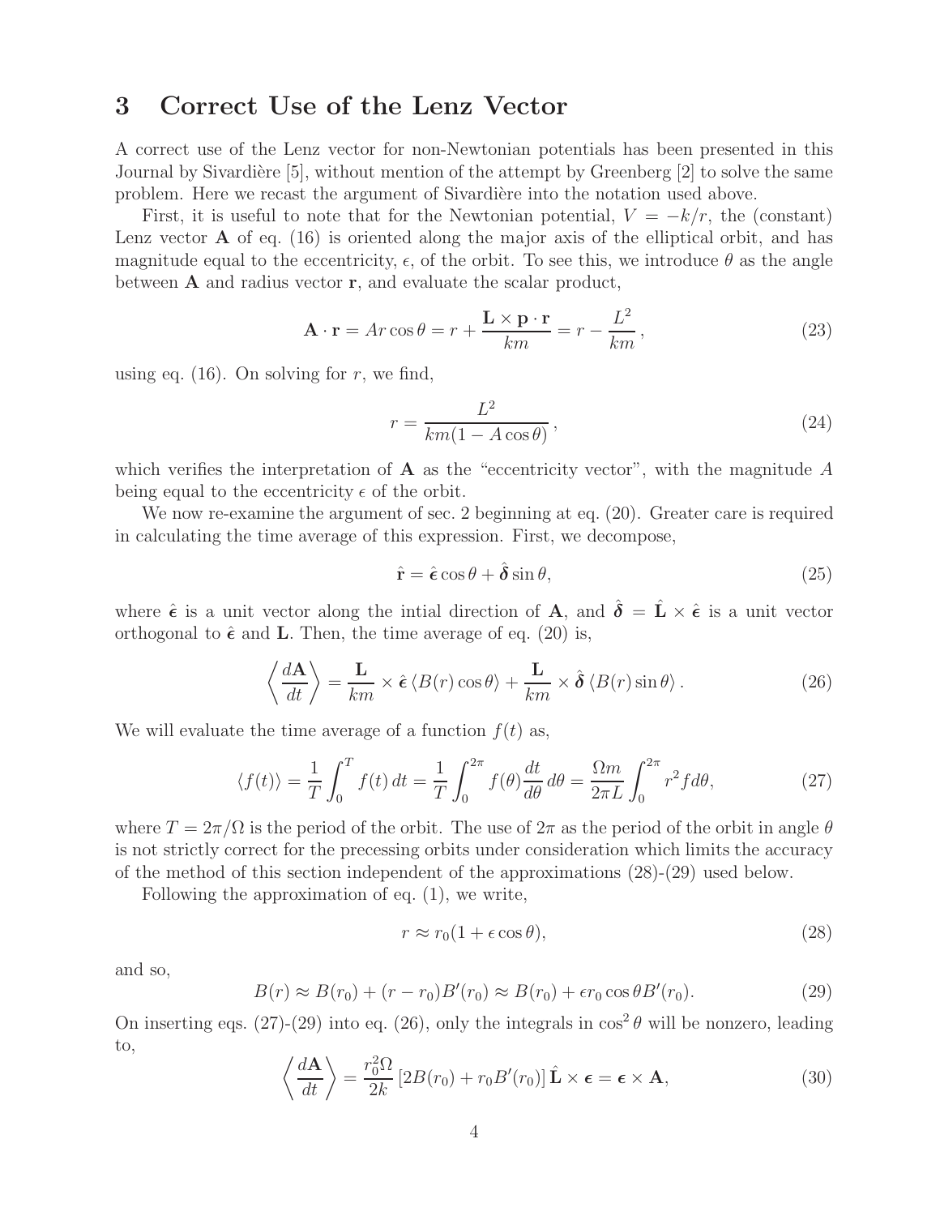## 3 Correct Use of the Lenz Vector

A correct use of the Lenz vector for non-Newtonian potentials has been presented in this Journal by Sivardière [5], without mention of the attempt by Greenberg [2] to solve the same problem. Here we recast the argument of Sivardière into the notation used above.

First, it is useful to note that for the Newtonian potential, $V = -k/r$, the (constant) Lenz vector $\mathbf{A}$ of eq. (16) is oriented along the major axis of the elliptical orbit, and has magnitude equal to the eccentricity, $\epsilon$, of the orbit. To see this, we introduce $\theta$ as the angle between $\mathbf{A}$ and radius vector $\mathbf{r}$, and evaluate the scalar product,

$$\mathbf{A} \cdot \mathbf{r} = Ar\cos\theta = r + \frac{\mathbf{L} \times \mathbf{p} \cdot \mathbf{r}}{km} = r - \frac{L^2}{km}, \tag{23}$$

using eq. (16). On solving for $r$, we find,

$$r = \frac{L^2}{km(1 - A\cos\theta)}, \tag{24}$$

which verifies the interpretation of $\mathbf{A}$ as the "eccentricity vector", with the magnitude $A$ being equal to the eccentricity $\epsilon$ of the orbit.

We now re-examine the argument of sec. 2 beginning at eq. (20). Greater care is required in calculating the time average of this expression. First, we decompose,

$$\hat{\mathbf{r}} = \hat{\boldsymbol{\epsilon}}\cos\theta + \hat{\boldsymbol{\delta}}\sin\theta, \tag{25}$$

where $\hat{\boldsymbol{\epsilon}}$ is a unit vector along the intial direction of $\mathbf{A}$, and $\hat{\boldsymbol{\delta}} = \hat{\mathbf{L}} \times \hat{\boldsymbol{\epsilon}}$ is a unit vector orthogonal to $\hat{\boldsymbol{\epsilon}}$ and $\mathbf{L}$. Then, the time average of eq. (20) is,

$$\left\langle \frac{d\mathbf{A}}{dt} \right\rangle = \frac{\mathbf{L}}{km} \times \hat{\boldsymbol{\epsilon}} \left\langle B(r)\cos\theta \right\rangle + \frac{\mathbf{L}}{km} \times \hat{\boldsymbol{\delta}} \left\langle B(r)\sin\theta \right\rangle. \tag{26}$$

We will evaluate the time average of a function $f(t)$ as,

$$\langle f(t) \rangle = \frac{1}{T}\int_0^T f(t)\, dt = \frac{1}{T}\int_0^{2\pi} f(\theta)\frac{dt}{d\theta}\, d\theta = \frac{\Omega m}{2\pi L}\int_0^{2\pi} r^2 f d\theta, \tag{27}$$

where $T = 2\pi/\Omega$ is the period of the orbit. The use of $2\pi$ as the period of the orbit in angle $\theta$ is not strictly correct for the precessing orbits under consideration which limits the accuracy of the method of this section independent of the approximations (28)-(29) used below.

Following the approximation of eq. (1), we write,

$$r \approx r_0(1 + \epsilon\cos\theta), \tag{28}$$

and so,

$$B(r) \approx B(r_0) + (r - r_0)B'(r_0) \approx B(r_0) + \epsilon r_0 \cos\theta B'(r_0). \tag{29}$$

On inserting eqs. (27)-(29) into eq. (26), only the integrals in $\cos^2\theta$ will be nonzero, leading to,

$$\left\langle \frac{d\mathbf{A}}{dt} \right\rangle = \frac{r_0^2\Omega}{2k}\left[2B(r_0) + r_0 B'(r_0)\right]\hat{\mathbf{L}} \times \boldsymbol{\epsilon} = \boldsymbol{\epsilon} \times \mathbf{A}, \tag{30}$$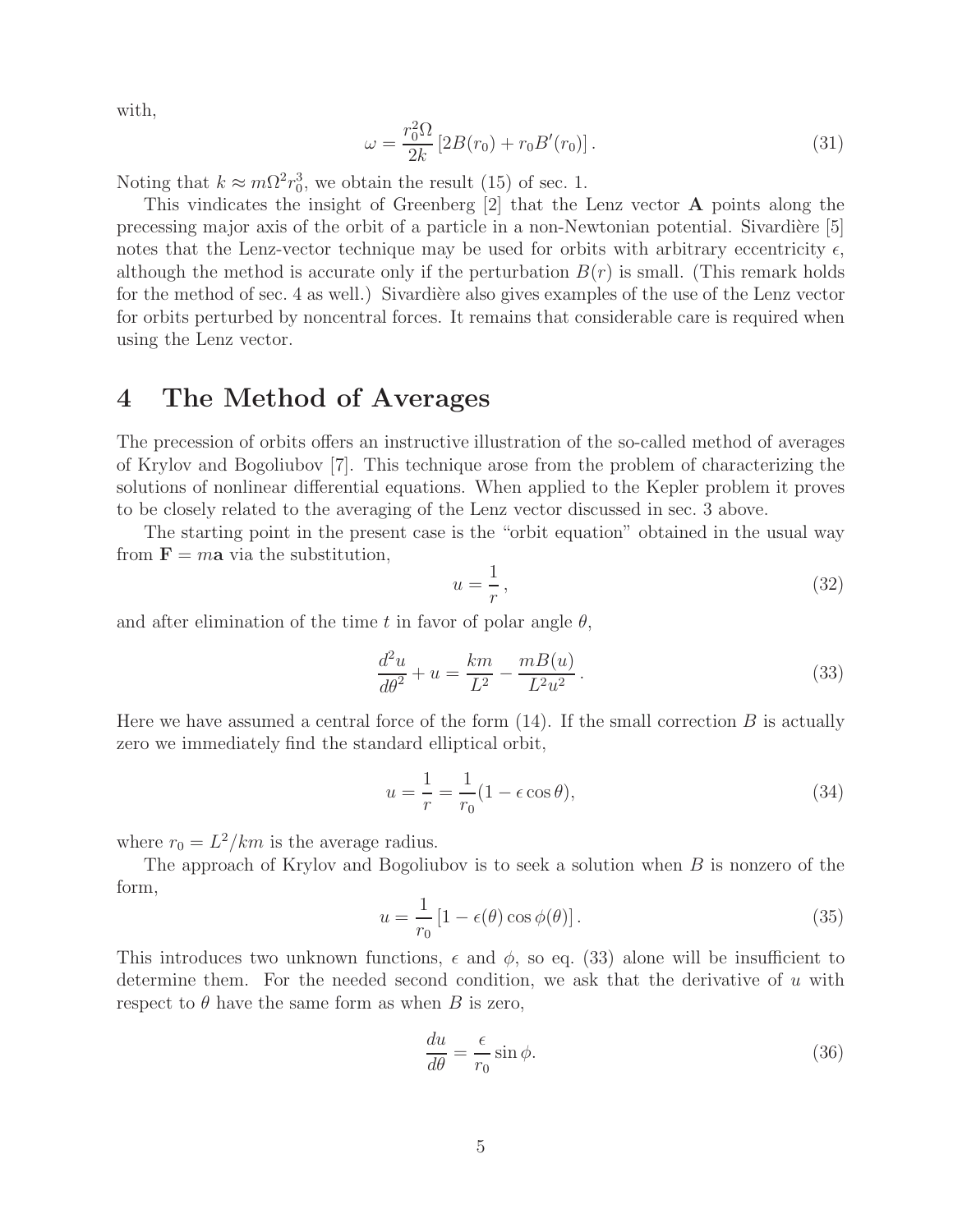with,

$$\omega = \frac{r_0^2 \Omega}{2k} \left[ 2B(r_0) + r_0 B'(r_0) \right]. \tag{31}$$

Noting that $k \approx m\Omega^2 r_0^3$, we obtain the result (15) of sec. 1.

This vindicates the insight of Greenberg [2] that the Lenz vector **A** points along the precessing major axis of the orbit of a particle in a non-Newtonian potential. Sivardière [5] notes that the Lenz-vector technique may be used for orbits with arbitrary eccentricity $\epsilon$, although the method is accurate only if the perturbation $B(r)$ is small. (This remark holds for the method of sec. 4 as well.) Sivardière also gives examples of the use of the Lenz vector for orbits perturbed by noncentral forces. It remains that considerable care is required when using the Lenz vector.

# 4 The Method of Averages

The precession of orbits offers an instructive illustration of the so-called method of averages of Krylov and Bogoliubov [7]. This technique arose from the problem of characterizing the solutions of nonlinear differential equations. When applied to the Kepler problem it proves to be closely related to the averaging of the Lenz vector discussed in sec. 3 above.

The starting point in the present case is the "orbit equation" obtained in the usual way from $\mathbf{F} = m\mathbf{a}$ via the substitution,

$$u = \frac{1}{r}, \tag{32}$$

and after elimination of the time $t$ in favor of polar angle $\theta$,

$$\frac{d^2 u}{d\theta^2} + u = \frac{km}{L^2} - \frac{mB(u)}{L^2 u^2}. \tag{33}$$

Here we have assumed a central force of the form (14). If the small correction $B$ is actually zero we immediately find the standard elliptical orbit,

$$u = \frac{1}{r} = \frac{1}{r_0}(1 - \epsilon \cos\theta), \tag{34}$$

where $r_0 = L^2/km$ is the average radius.

The approach of Krylov and Bogoliubov is to seek a solution when $B$ is nonzero of the form,

$$u = \frac{1}{r_0} \left[ 1 - \epsilon(\theta) \cos\phi(\theta) \right]. \tag{35}$$

This introduces two unknown functions, $\epsilon$ and $\phi$, so eq. (33) alone will be insufficient to determine them. For the needed second condition, we ask that the derivative of $u$ with respect to $\theta$ have the same form as when $B$ is zero,

$$\frac{du}{d\theta} = \frac{\epsilon}{r_0} \sin\phi. \tag{36}$$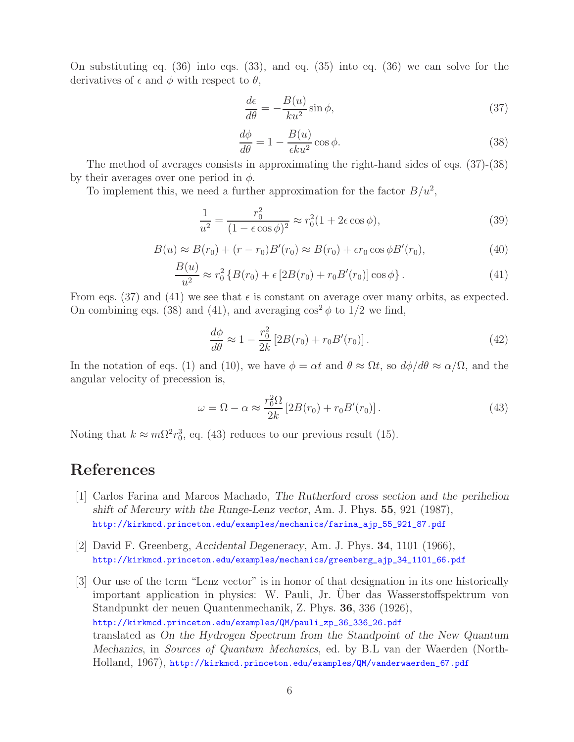On substituting eq. (36) into eqs. (33), and eq. (35) into eq. (36) we can solve for the derivatives of $\epsilon$ and $\phi$ with respect to $\theta$,

$$\frac{d\epsilon}{d\theta} = -\frac{B(u)}{ku^2}\sin\phi, \tag{37}$$

$$\frac{d\phi}{d\theta} = 1 - \frac{B(u)}{\epsilon k u^2}\cos\phi. \tag{38}$$

The method of averages consists in approximating the right-hand sides of eqs. (37)-(38) by their averages over one period in $\phi$.

To implement this, we need a further approximation for the factor $B/u^2$,

$$\frac{1}{u^2} = \frac{r_0^2}{(1-\epsilon\cos\phi)^2} \approx r_0^2(1 + 2\epsilon\cos\phi), \tag{39}$$

$$B(u) \approx B(r_0) + (r - r_0)B'(r_0) \approx B(r_0) + \epsilon r_0 \cos\phi B'(r_0), \tag{40}$$

$$\frac{B(u)}{u^2} \approx r_0^2\left\{B(r_0) + \epsilon\left[2B(r_0) + r_0 B'(r_0)\right]\cos\phi\right\}. \tag{41}$$

From eqs. (37) and (41) we see that $\epsilon$ is constant on average over many orbits, as expected. On combining eqs. (38) and (41), and averaging $\cos^2\phi$ to 1/2 we find,

$$\frac{d\phi}{d\theta} \approx 1 - \frac{r_0^2}{2k}\left[2B(r_0) + r_0 B'(r_0)\right]. \tag{42}$$

In the notation of eqs. (1) and (10), we have $\phi = \alpha t$ and $\theta \approx \Omega t$, so $d\phi/d\theta \approx \alpha/\Omega$, and the angular velocity of precession is,

$$\omega = \Omega - \alpha \approx \frac{r_0^2\Omega}{2k}\left[2B(r_0) + r_0 B'(r_0)\right]. \tag{43}$$

Noting that $k \approx m\Omega^2 r_0^3$, eq. (43) reduces to our previous result (15).

# References

[1] Carlos Farina and Marcos Machado, *The Rutherford cross section and the perihelion shift of Mercury with the Runge-Lenz vector*, Am. J. Phys. **55**, 921 (1987), http://kirkmcd.princeton.edu/examples/mechanics/farina_ajp_55_921_87.pdf

[2] David F. Greenberg, *Accidental Degeneracy*, Am. J. Phys. **34**, 1101 (1966), http://kirkmcd.princeton.edu/examples/mechanics/greenberg_ajp_34_1101_66.pdf

[3] Our use of the term "Lenz vector" is in honor of that designation in its one historically important application in physics: W. Pauli, Jr. Über das Wasserstoffspektrum von Standpunkt der neuen Quantenmechanik, Z. Phys. **36**, 336 (1926), http://kirkmcd.princeton.edu/examples/QM/pauli_zp_36_336_26.pdf translated as *On the Hydrogen Spectrum from the Standpoint of the New Quantum Mechanics*, in *Sources of Quantum Mechanics*, ed. by B.L van der Waerden (North-Holland, 1967), http://kirkmcd.princeton.edu/examples/QM/vanderwaerden_67.pdf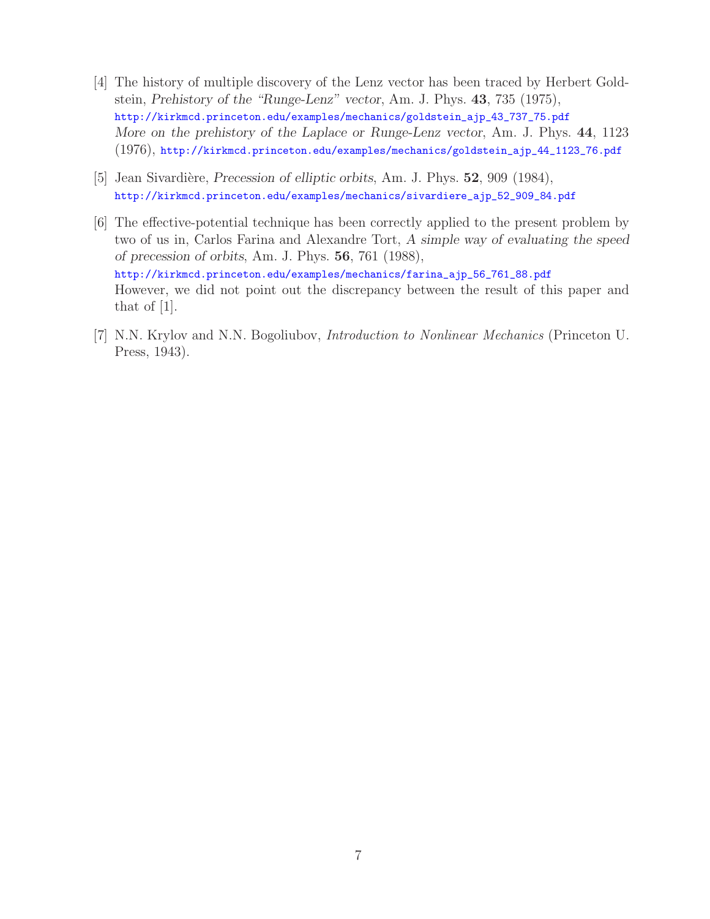[4] The history of multiple discovery of the Lenz vector has been traced by Herbert Goldstein, *Prehistory of the "Runge-Lenz" vector*, Am. J. Phys. **43**, 735 (1975),
http://kirkmcd.princeton.edu/examples/mechanics/goldstein_ajp_43_737_75.pdf
*More on the prehistory of the Laplace or Runge-Lenz vector*, Am. J. Phys. **44**, 1123 (1976), http://kirkmcd.princeton.edu/examples/mechanics/goldstein_ajp_44_1123_76.pdf

[5] Jean Sivardière, *Precession of elliptic orbits*, Am. J. Phys. **52**, 909 (1984),
http://kirkmcd.princeton.edu/examples/mechanics/sivardiere_ajp_52_909_84.pdf

[6] The effective-potential technique has been correctly applied to the present problem by two of us in, Carlos Farina and Alexandre Tort, *A simple way of evaluating the speed of precession of orbits*, Am. J. Phys. **56**, 761 (1988),
http://kirkmcd.princeton.edu/examples/mechanics/farina_ajp_56_761_88.pdf
However, we did not point out the discrepancy between the result of this paper and that of [1].

[7] N.N. Krylov and N.N. Bogoliubov, *Introduction to Nonlinear Mechanics* (Princeton U. Press, 1943).